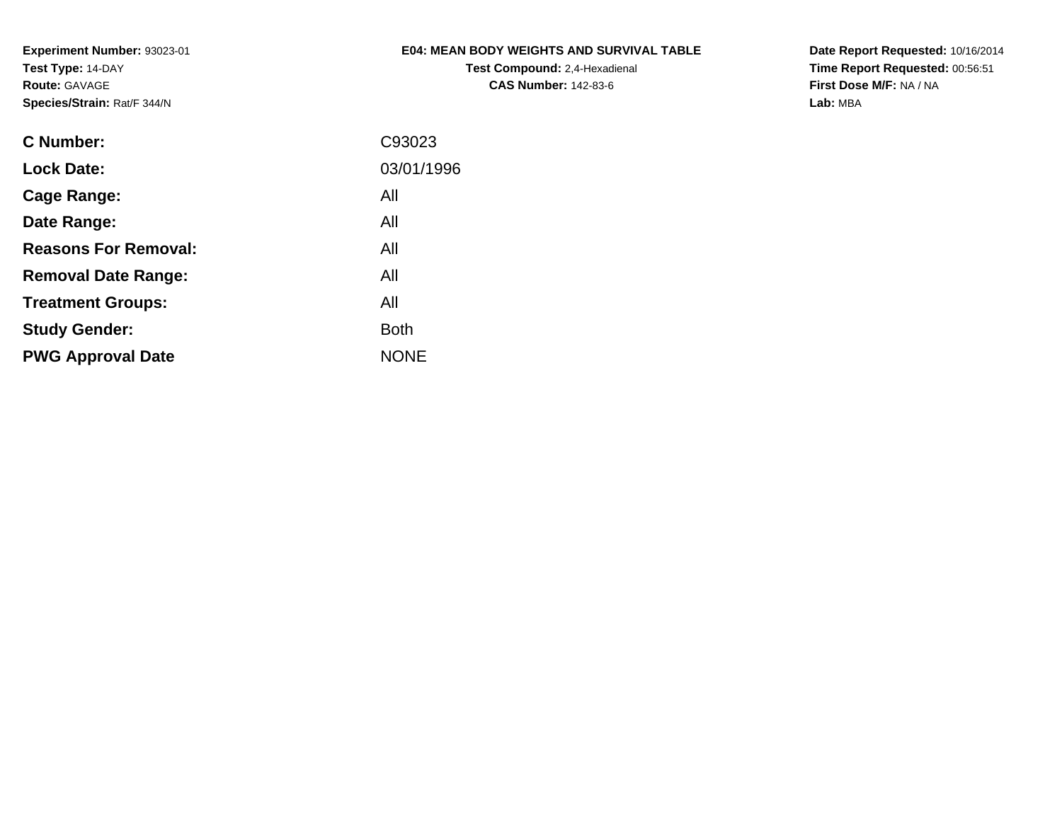**Experiment Number:** 93023-01
**Test Type:** 14-DAY
**Route:** GAVAGE
**Species/Strain:** Rat/F 344/N

**E04: MEAN BODY WEIGHTS AND SURVIVAL TABLE**
**Test Compound:** 2,4-Hexadienal
**CAS Number:** 142-83-6

**Date Report Requested:** 10/16/2014
**Time Report Requested:** 00:56:51
**First Dose M/F:** NA / NA
**Lab:** MBA

| | |
|---|---|
| **C Number:** | C93023 |
| **Lock Date:** | 03/01/1996 |
| **Cage Range:** | All |
| **Date Range:** | All |
| **Reasons For Removal:** | All |
| **Removal Date Range:** | All |
| **Treatment Groups:** | All |
| **Study Gender:** | Both |
| **PWG Approval Date** | NONE |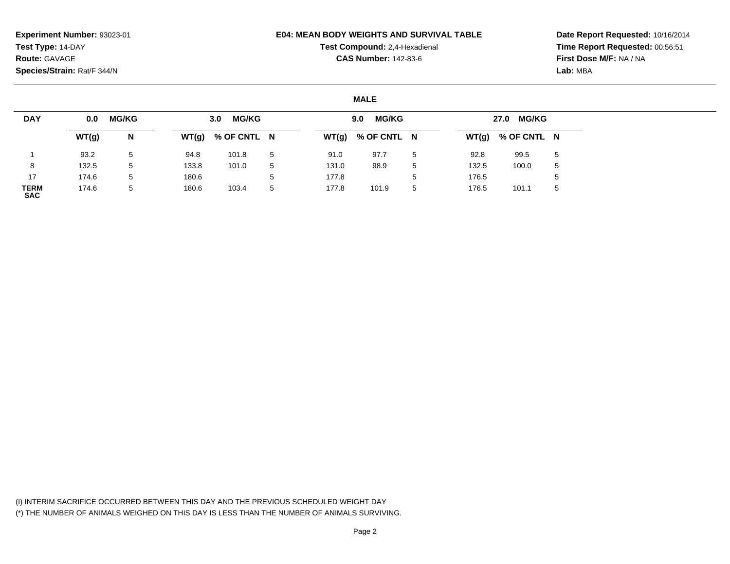**Experiment Number:** 93023-01
**Test Type:** 14-DAY
**Route:** GAVAGE
**Species/Strain:** Rat/F 344/N

**E04: MEAN BODY WEIGHTS AND SURVIVAL TABLE**
**Test Compound:** 2,4-Hexadienal
**CAS Number:** 142-83-6

**Date Report Requested:** 10/16/2014
**Time Report Requested:** 00:56:51
**First Dose M/F:** NA / NA
**Lab:** MBA

**MALE**

| DAY | 0.0 MG/KG | | 3.0 MG/KG | | | 9.0 MG/KG | | | 27.0 MG/KG | | |
|---|---|---|---|---|---|---|---|---|---|---|---|
| | WT(g) | N | WT(g) | % OF CNTL | N | WT(g) | % OF CNTL | N | WT(g) | % OF CNTL | N |
| 1 | 93.2 | 5 | 94.8 | 101.8 | 5 | 91.0 | 97.7 | 5 | 92.8 | 99.5 | 5 |
| 8 | 132.5 | 5 | 133.8 | 101.0 | 5 | 131.0 | 98.9 | 5 | 132.5 | 100.0 | 5 |
| 17 | 174.6 | 5 | 180.6 | | 5 | 177.8 | | 5 | 176.5 | | 5 |
| TERM SAC | 174.6 | 5 | 180.6 | 103.4 | 5 | 177.8 | 101.9 | 5 | 176.5 | 101.1 | 5 |

(I) INTERIM SACRIFICE OCCURRED BETWEEN THIS DAY AND THE PREVIOUS SCHEDULED WEIGHT DAY
(*) THE NUMBER OF ANIMALS WEIGHED ON THIS DAY IS LESS THAN THE NUMBER OF ANIMALS SURVIVING.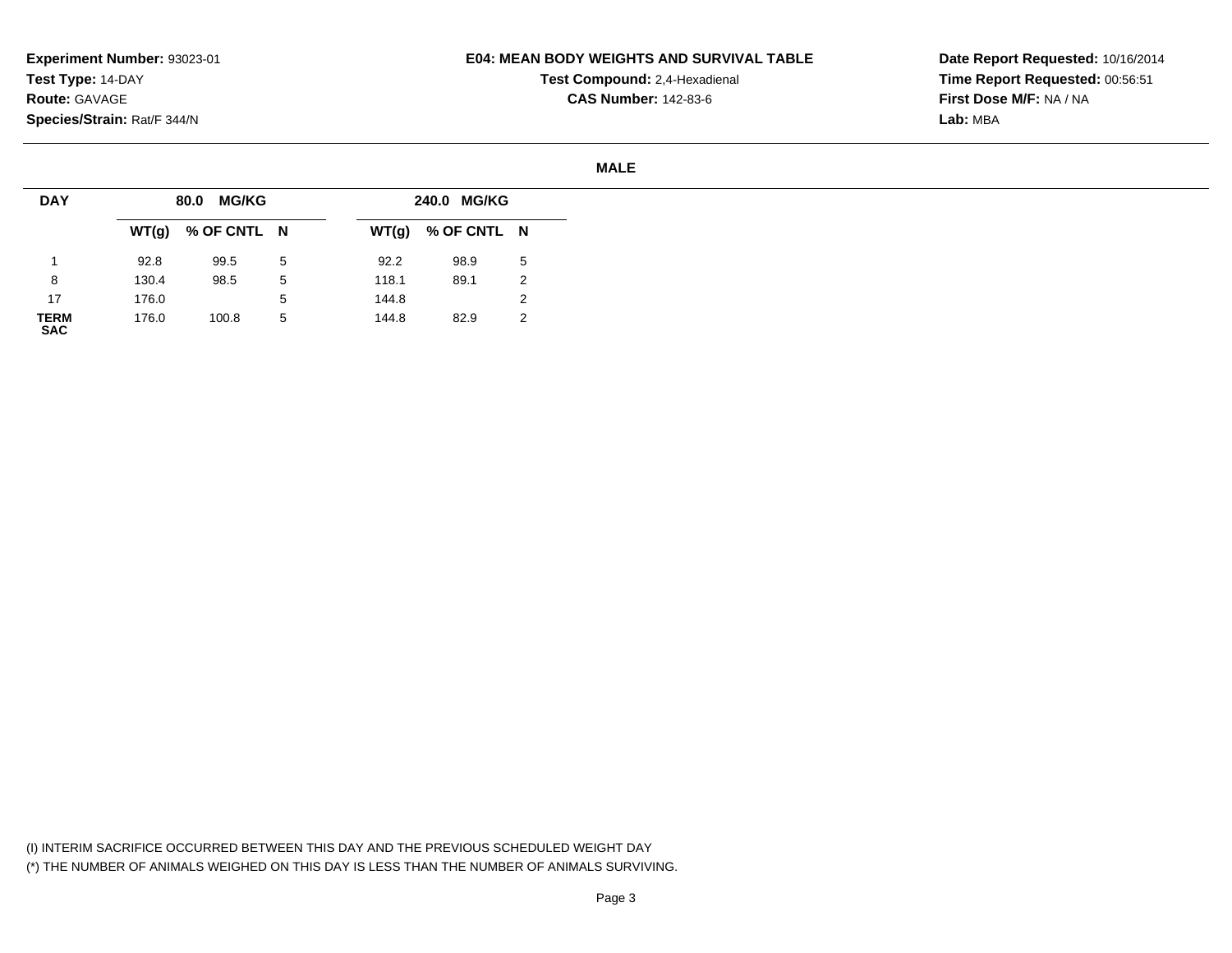**Experiment Number:** 93023-01
**Test Type:** 14-DAY
**Route:** GAVAGE
**Species/Strain:** Rat/F 344/N

**E04: MEAN BODY WEIGHTS AND SURVIVAL TABLE**
**Test Compound:** 2,4-Hexadienal
**CAS Number:** 142-83-6

**Date Report Requested:** 10/16/2014
**Time Report Requested:** 00:56:51
**First Dose M/F:** NA / NA
**Lab:** MBA

**MALE**

| DAY | 80.0 MG/KG | | | 240.0 MG/KG | | |
|---|---|---|---|---|---|---|
| | WT(g) | % OF CNTL | N | WT(g) | % OF CNTL | N |
| 1 | 92.8 | 99.5 | 5 | 92.2 | 98.9 | 5 |
| 8 | 130.4 | 98.5 | 5 | 118.1 | 89.1 | 2 |
| 17 | 176.0 | | 5 | 144.8 | | 2 |
| TERM SAC | 176.0 | 100.8 | 5 | 144.8 | 82.9 | 2 |

(I) INTERIM SACRIFICE OCCURRED BETWEEN THIS DAY AND THE PREVIOUS SCHEDULED WEIGHT DAY
(*) THE NUMBER OF ANIMALS WEIGHED ON THIS DAY IS LESS THAN THE NUMBER OF ANIMALS SURVIVING.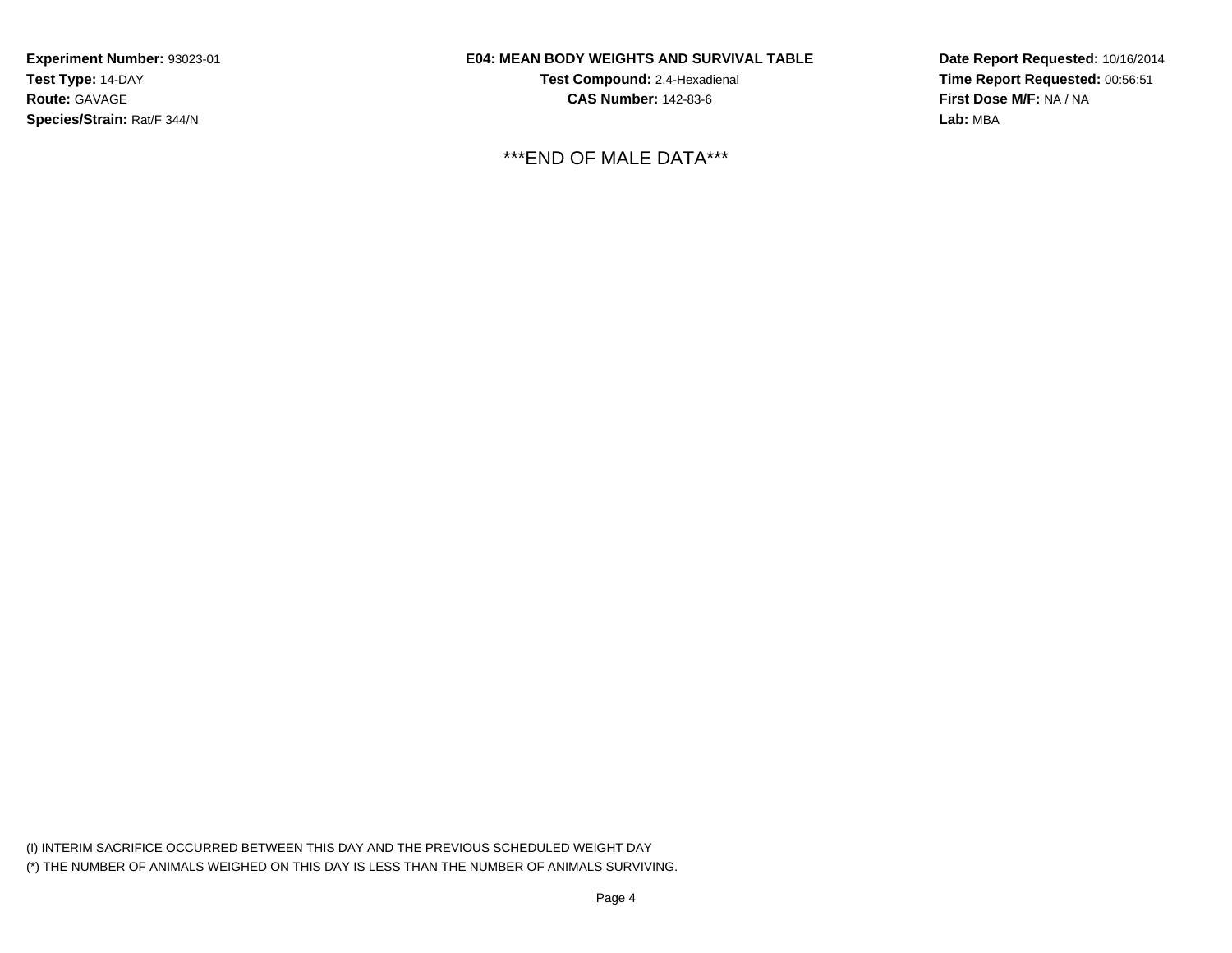**Experiment Number:** 93023-01
**Test Type:** 14-DAY
**Route:** GAVAGE
**Species/Strain:** Rat/F 344/N

**E04: MEAN BODY WEIGHTS AND SURVIVAL TABLE**
**Test Compound:** 2,4-Hexadienal
**CAS Number:** 142-83-6

**Date Report Requested:** 10/16/2014
**Time Report Requested:** 00:56:51
**First Dose M/F:** NA / NA
**Lab:** MBA

***END OF MALE DATA***

(I) INTERIM SACRIFICE OCCURRED BETWEEN THIS DAY AND THE PREVIOUS SCHEDULED WEIGHT DAY
(*) THE NUMBER OF ANIMALS WEIGHED ON THIS DAY IS LESS THAN THE NUMBER OF ANIMALS SURVIVING.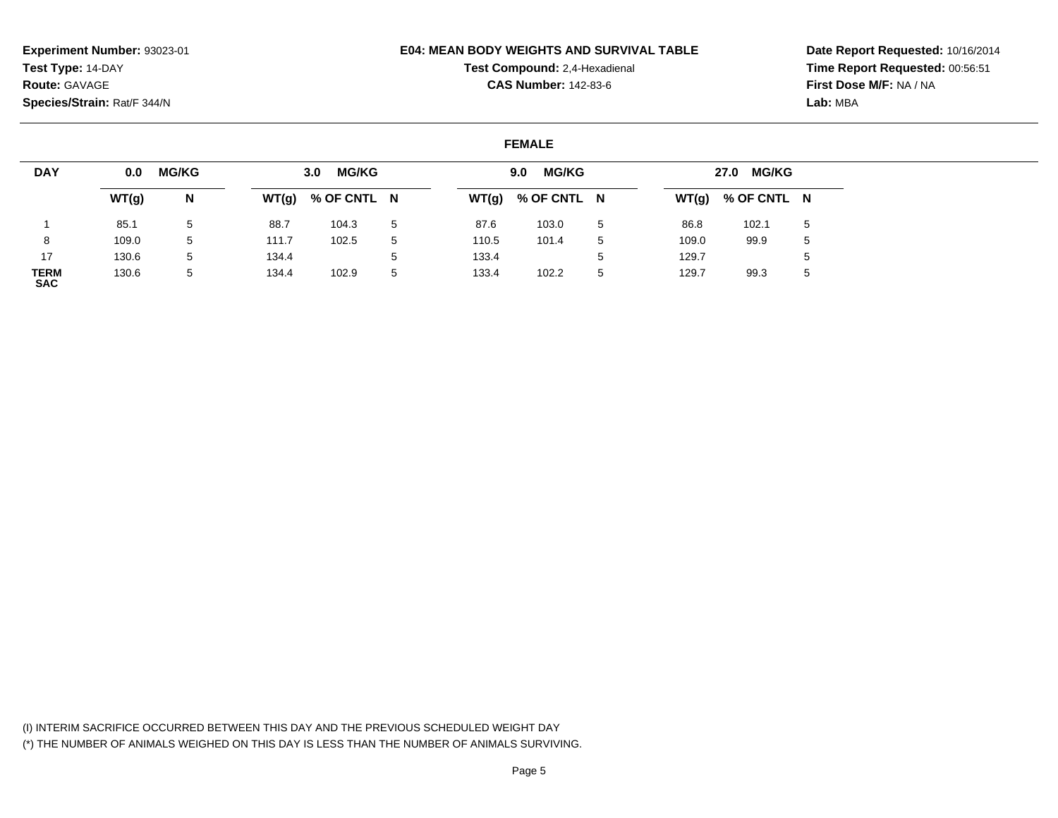**Experiment Number:** 93023-01
**Test Type:** 14-DAY
**Route:** GAVAGE
**Species/Strain:** Rat/F 344/N

**E04: MEAN BODY WEIGHTS AND SURVIVAL TABLE**
**Test Compound:** 2,4-Hexadienal
**CAS Number:** 142-83-6

**Date Report Requested:** 10/16/2014
**Time Report Requested:** 00:56:51
**First Dose M/F:** NA / NA
**Lab:** MBA

**FEMALE**

| DAY | 0.0 MG/KG | | 3.0 MG/KG | | | 9.0 MG/KG | | | 27.0 MG/KG | | |
|---|---|---|---|---|---|---|---|---|---|---|---|
| | WT(g) | N | WT(g) | % OF CNTL | N | WT(g) | % OF CNTL | N | WT(g) | % OF CNTL | N |
| 1 | 85.1 | 5 | 88.7 | 104.3 | 5 | 87.6 | 103.0 | 5 | 86.8 | 102.1 | 5 |
| 8 | 109.0 | 5 | 111.7 | 102.5 | 5 | 110.5 | 101.4 | 5 | 109.0 | 99.9 | 5 |
| 17 | 130.6 | 5 | 134.4 | | 5 | 133.4 | | 5 | 129.7 | | 5 |
| TERM SAC | 130.6 | 5 | 134.4 | 102.9 | 5 | 133.4 | 102.2 | 5 | 129.7 | 99.3 | 5 |

(I) INTERIM SACRIFICE OCCURRED BETWEEN THIS DAY AND THE PREVIOUS SCHEDULED WEIGHT DAY
(*) THE NUMBER OF ANIMALS WEIGHED ON THIS DAY IS LESS THAN THE NUMBER OF ANIMALS SURVIVING.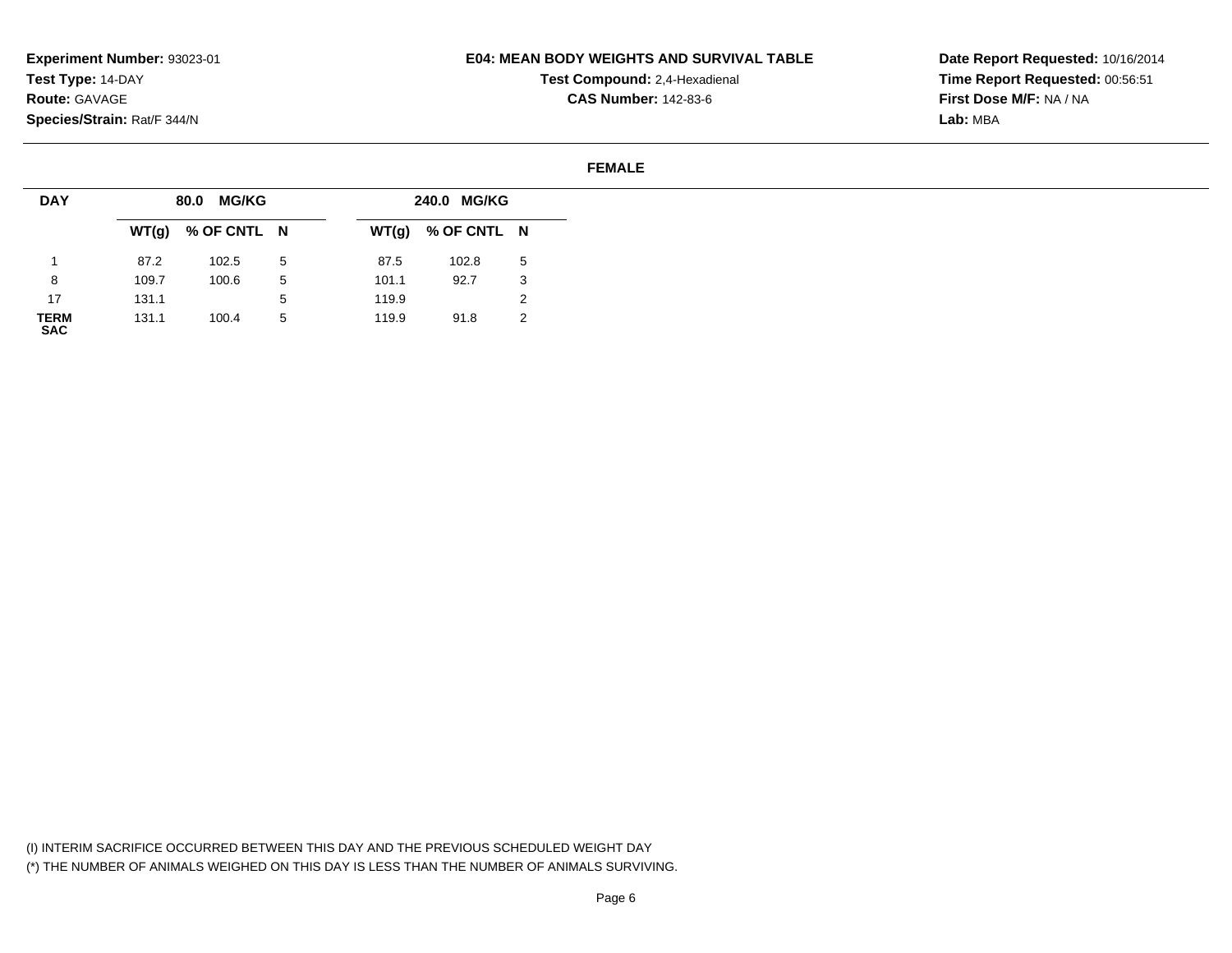**Experiment Number:** 93023-01
**Test Type:** 14-DAY
**Route:** GAVAGE
**Species/Strain:** Rat/F 344/N

**E04: MEAN BODY WEIGHTS AND SURVIVAL TABLE**
**Test Compound:** 2,4-Hexadienal
**CAS Number:** 142-83-6

**Date Report Requested:** 10/16/2014
**Time Report Requested:** 00:56:51
**First Dose M/F:** NA / NA
**Lab:** MBA

**FEMALE**

| DAY | 80.0 MG/KG | | | 240.0 MG/KG | | |
|---|---|---|---|---|---|---|
| | WT(g) | % OF CNTL | N | WT(g) | % OF CNTL | N |
| 1 | 87.2 | 102.5 | 5 | 87.5 | 102.8 | 5 |
| 8 | 109.7 | 100.6 | 5 | 101.1 | 92.7 | 3 |
| 17 | 131.1 | | 5 | 119.9 | | 2 |
| TERM SAC | 131.1 | 100.4 | 5 | 119.9 | 91.8 | 2 |

(I) INTERIM SACRIFICE OCCURRED BETWEEN THIS DAY AND THE PREVIOUS SCHEDULED WEIGHT DAY
(*) THE NUMBER OF ANIMALS WEIGHED ON THIS DAY IS LESS THAN THE NUMBER OF ANIMALS SURVIVING.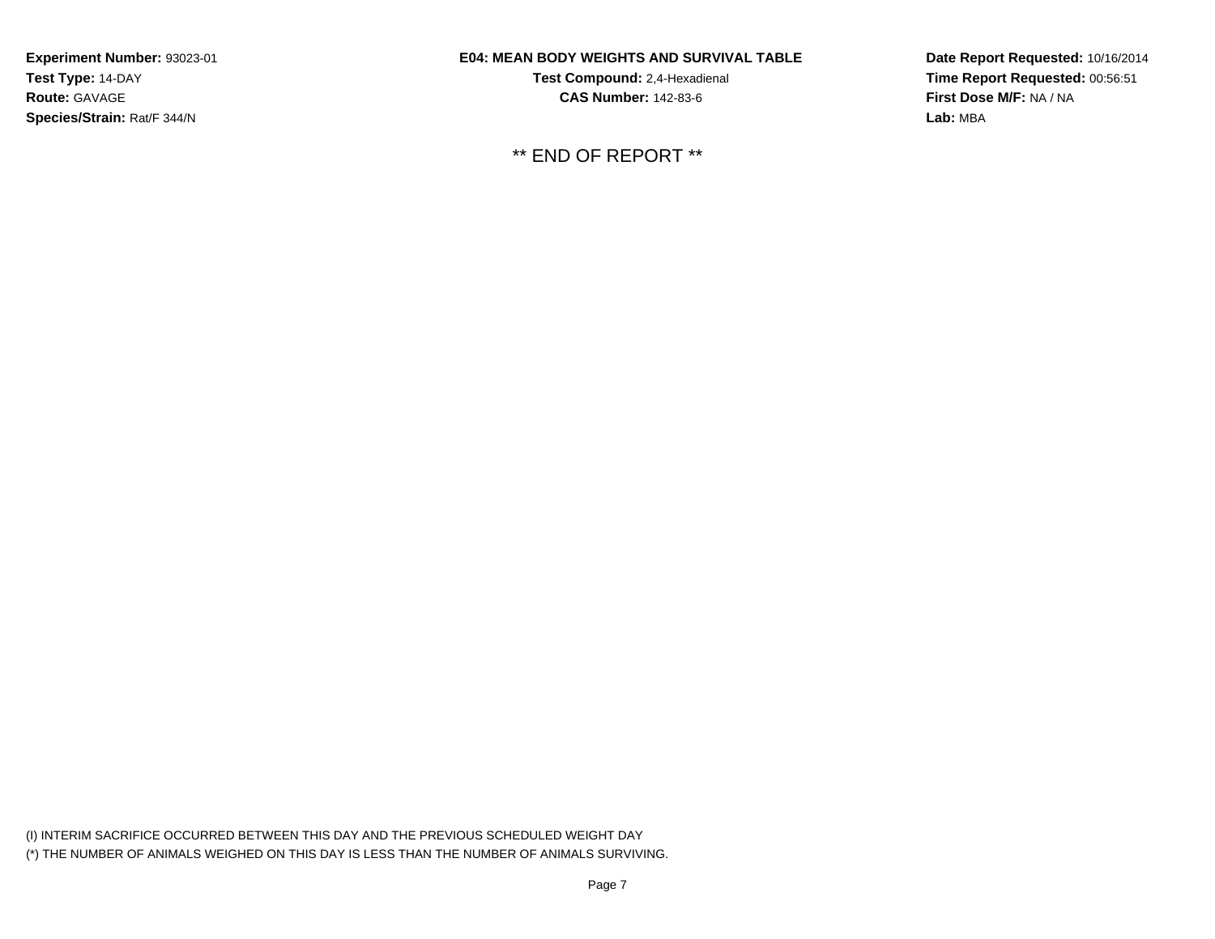**Experiment Number:** 93023-01
**Test Type:** 14-DAY
**Route:** GAVAGE
**Species/Strain:** Rat/F 344/N

**E04: MEAN BODY WEIGHTS AND SURVIVAL TABLE**
**Test Compound:** 2,4-Hexadienal
**CAS Number:** 142-83-6

**Date Report Requested:** 10/16/2014
**Time Report Requested:** 00:56:51
**First Dose M/F:** NA / NA
**Lab:** MBA

** END OF REPORT **

(I) INTERIM SACRIFICE OCCURRED BETWEEN THIS DAY AND THE PREVIOUS SCHEDULED WEIGHT DAY
(*) THE NUMBER OF ANIMALS WEIGHED ON THIS DAY IS LESS THAN THE NUMBER OF ANIMALS SURVIVING.